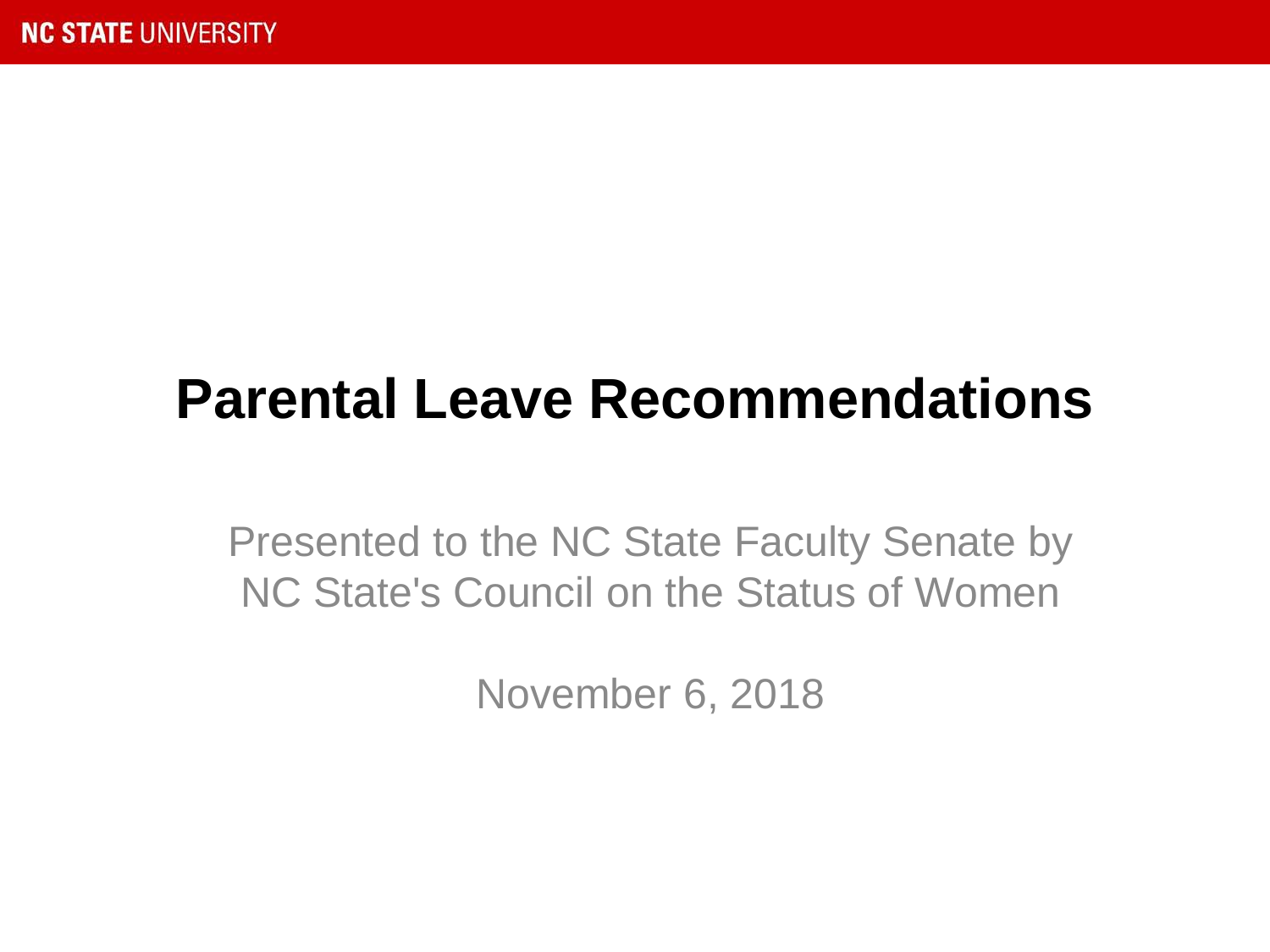# Parental Leave Recommendations

Presented to the NC State Faculty Senate by NC State's Council on the Status of Women

November 6, 2018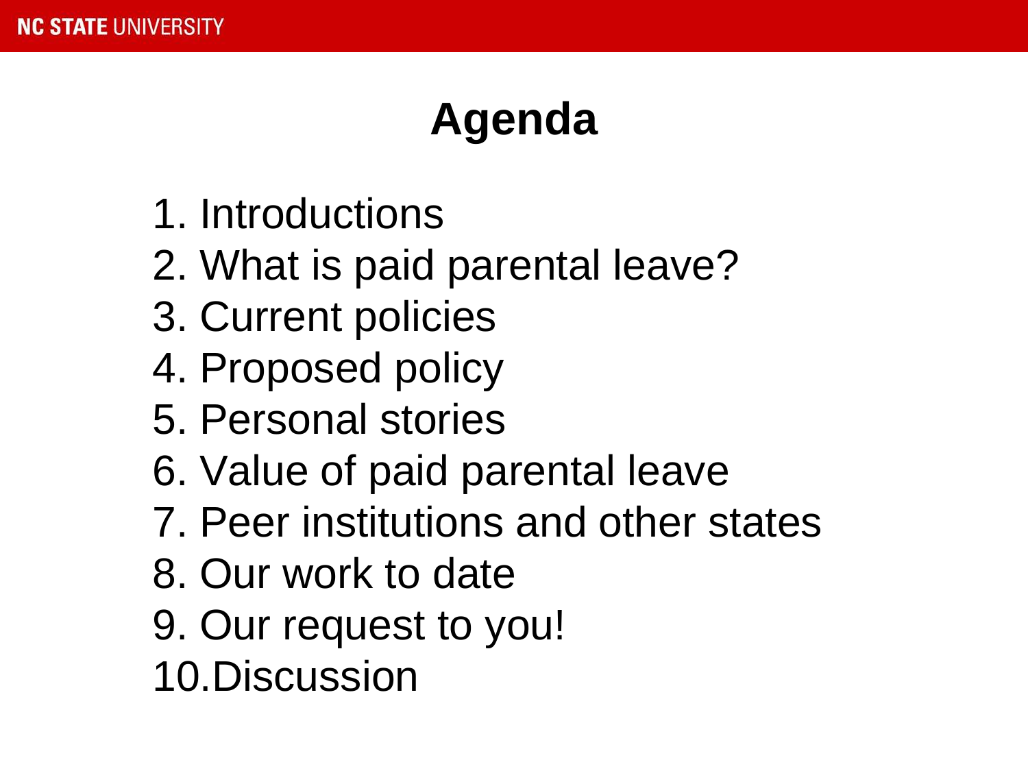# Agenda

1. Introductions
2. What is paid parental leave?
3. Current policies
4. Proposed policy
5. Personal stories
6. Value of paid parental leave
7. Peer institutions and other states
8. Our work to date
9. Our request to you!
10. Discussion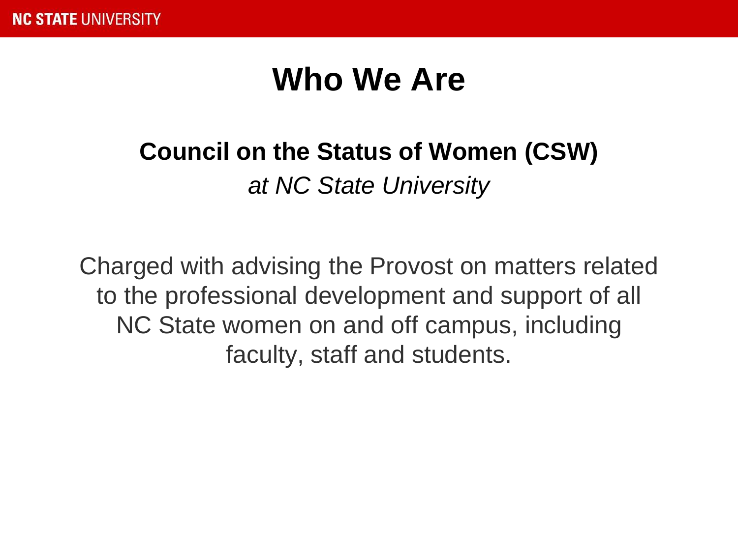# Who We Are

**Council on the Status of Women (CSW)**

*at NC State University*

Charged with advising the Provost on matters related to the professional development and support of all NC State women on and off campus, including faculty, staff and students.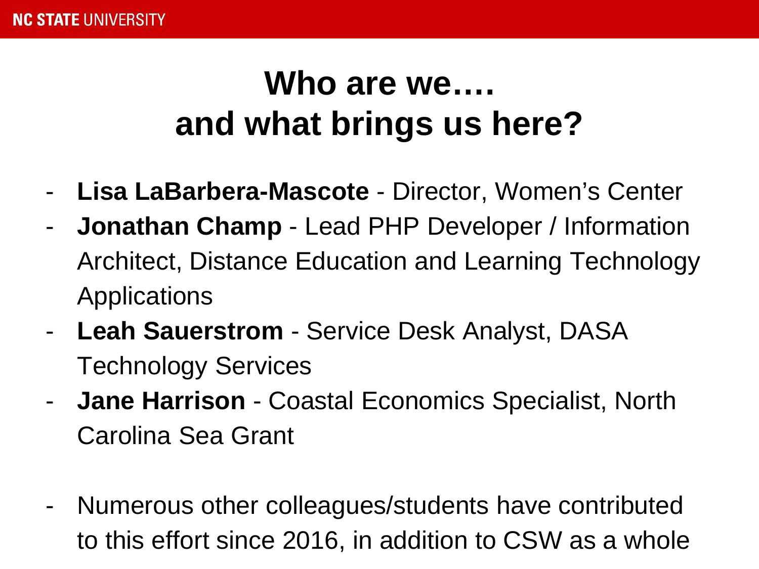# Who are we….
# and what brings us here?

- **Lisa LaBarbera-Mascote** - Director, Women's Center
- **Jonathan Champ** - Lead PHP Developer / Information Architect, Distance Education and Learning Technology Applications
- **Leah Sauerstrom** - Service Desk Analyst, DASA Technology Services
- **Jane Harrison** - Coastal Economics Specialist, North Carolina Sea Grant

- Numerous other colleagues/students have contributed to this effort since 2016, in addition to CSW as a whole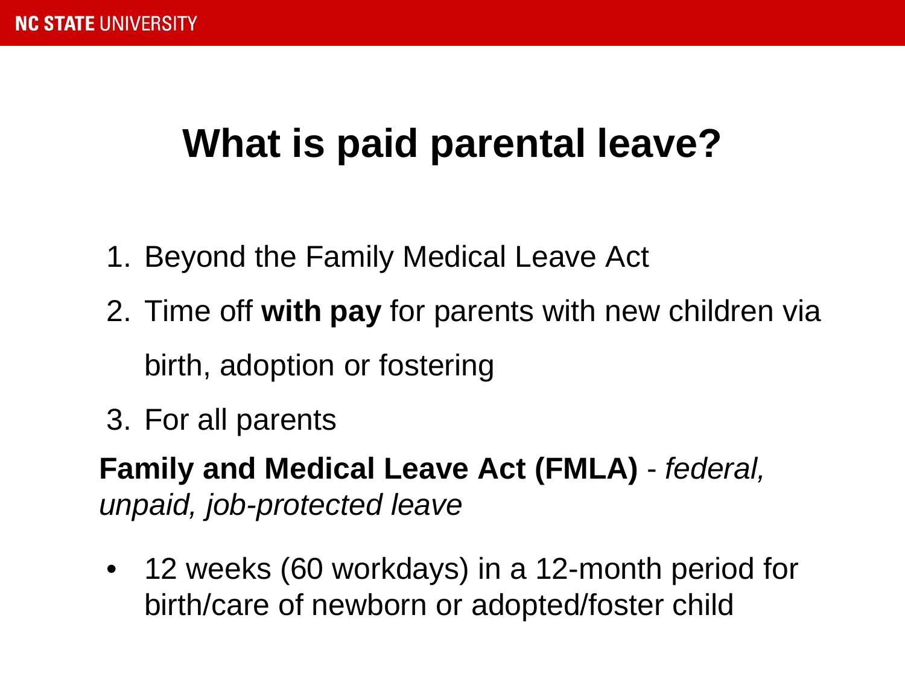# What is paid parental leave?

1. Beyond the Family Medical Leave Act
2. Time off **with pay** for parents with new children via birth, adoption or fostering
3. For all parents

**Family and Medical Leave Act (FMLA)** - *federal, unpaid, job-protected leave*

- 12 weeks (60 workdays) in a 12-month period for birth/care of newborn or adopted/foster child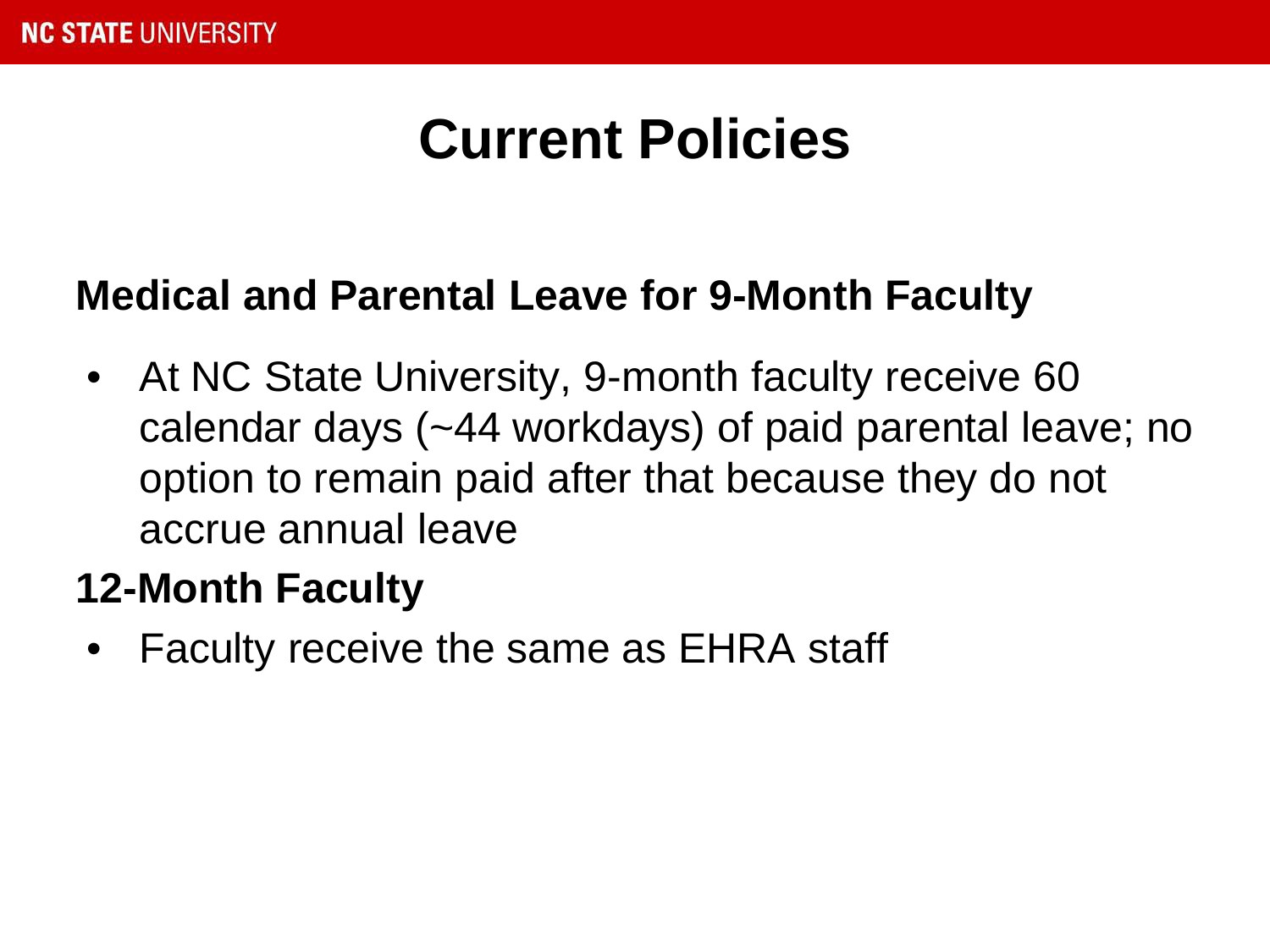# Current Policies

### Medical and Parental Leave for 9-Month Faculty

- At NC State University, 9-month faculty receive 60 calendar days (~44 workdays) of paid parental leave; no option to remain paid after that because they do not accrue annual leave

### 12-Month Faculty

- Faculty receive the same as EHRA staff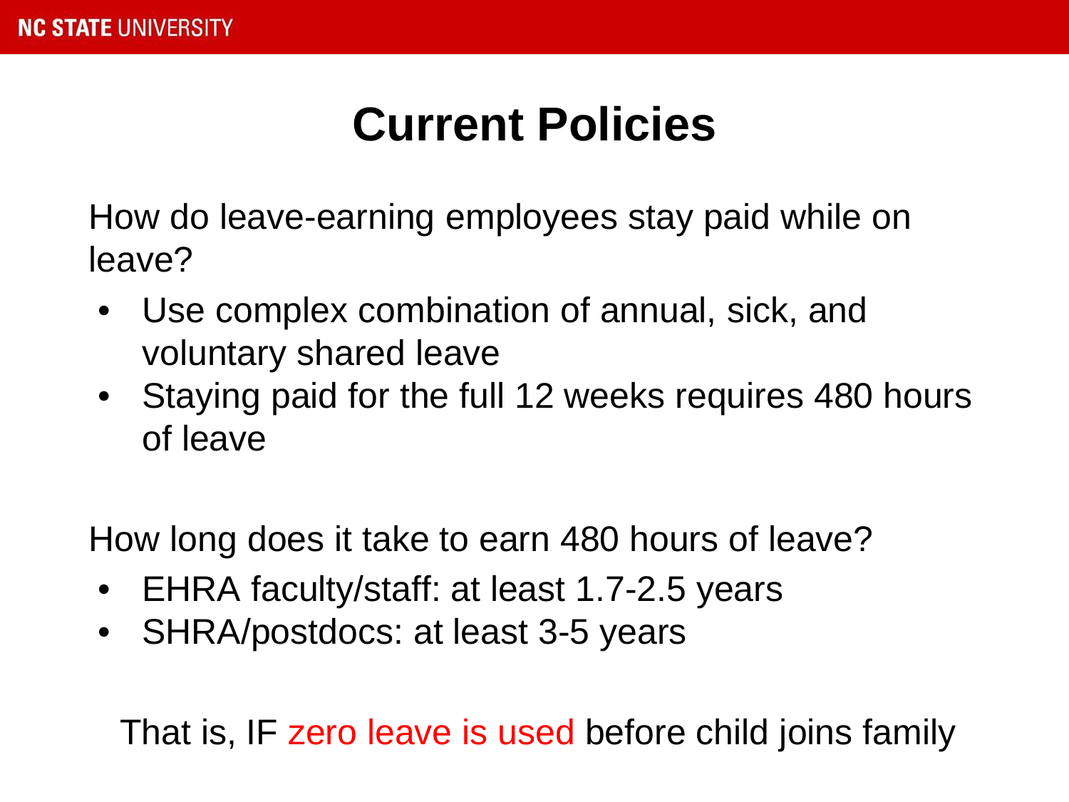# Current Policies

How do leave-earning employees stay paid while on leave?

- Use complex combination of annual, sick, and voluntary shared leave
- Staying paid for the full 12 weeks requires 480 hours of leave

How long does it take to earn 480 hours of leave?

- EHRA faculty/staff: at least 1.7-2.5 years
- SHRA/postdocs: at least 3-5 years

That is, IF zero leave is used before child joins family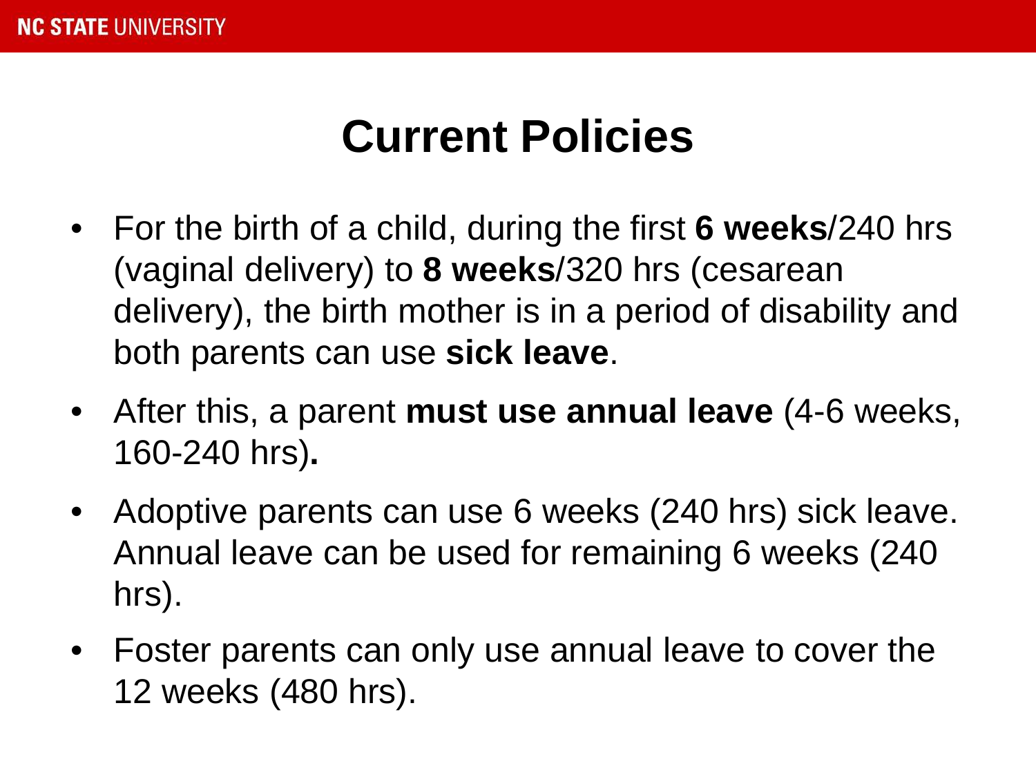# Current Policies

- For the birth of a child, during the first **6 weeks**/240 hrs (vaginal delivery) to **8 weeks**/320 hrs (cesarean delivery), the birth mother is in a period of disability and both parents can use **sick leave**.
- After this, a parent **must use annual leave** (4-6 weeks, 160-240 hrs)**.**
- Adoptive parents can use 6 weeks (240 hrs) sick leave. Annual leave can be used for remaining 6 weeks (240 hrs).
- Foster parents can only use annual leave to cover the 12 weeks (480 hrs).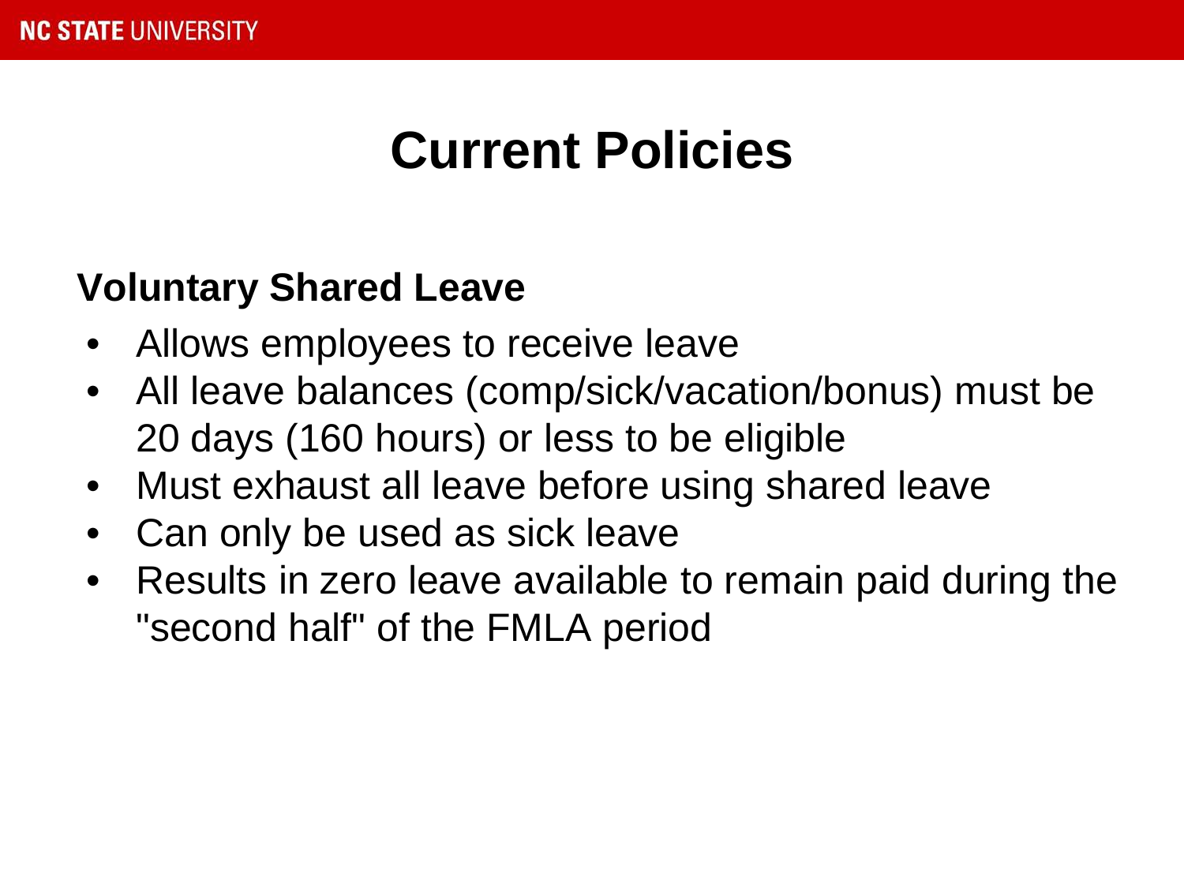# Current Policies

**Voluntary Shared Leave**

- Allows employees to receive leave
- All leave balances (comp/sick/vacation/bonus) must be 20 days (160 hours) or less to be eligible
- Must exhaust all leave before using shared leave
- Can only be used as sick leave
- Results in zero leave available to remain paid during the "second half" of the FMLA period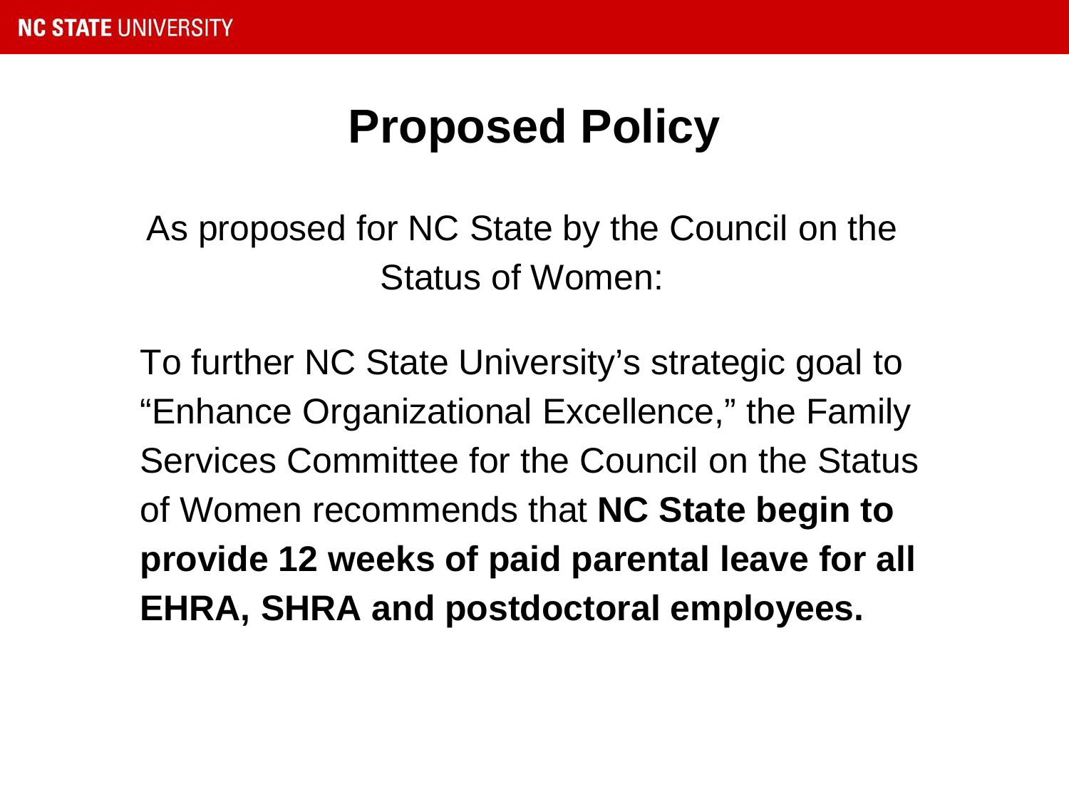# Proposed Policy

As proposed for NC State by the Council on the Status of Women:

To further NC State University's strategic goal to "Enhance Organizational Excellence," the Family Services Committee for the Council on the Status of Women recommends that **NC State begin to provide 12 weeks of paid parental leave for all EHRA, SHRA and postdoctoral employees.**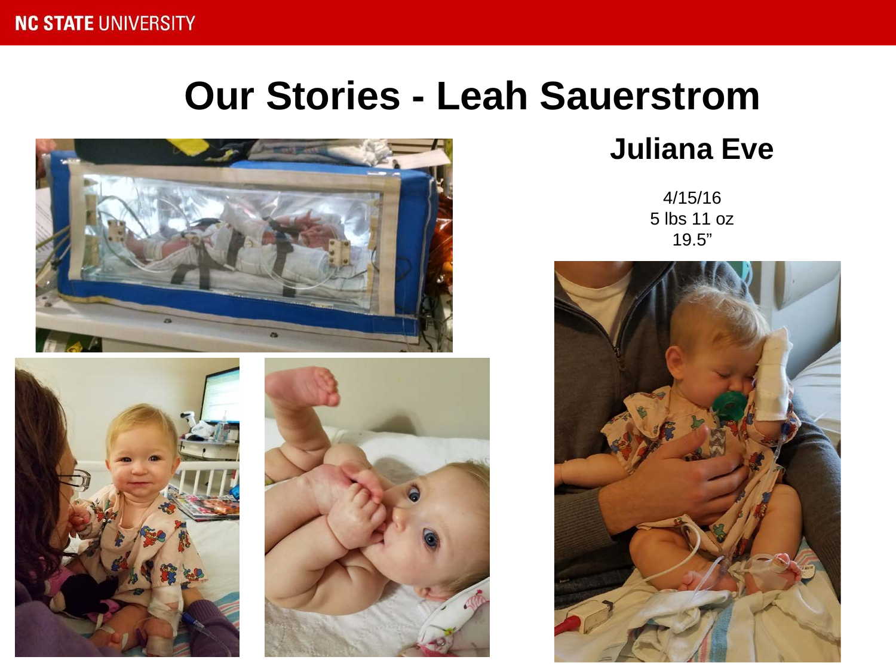# Our Stories - Leah Sauerstrom

## Juliana Eve

4/15/16
5 lbs 11 oz
19.5”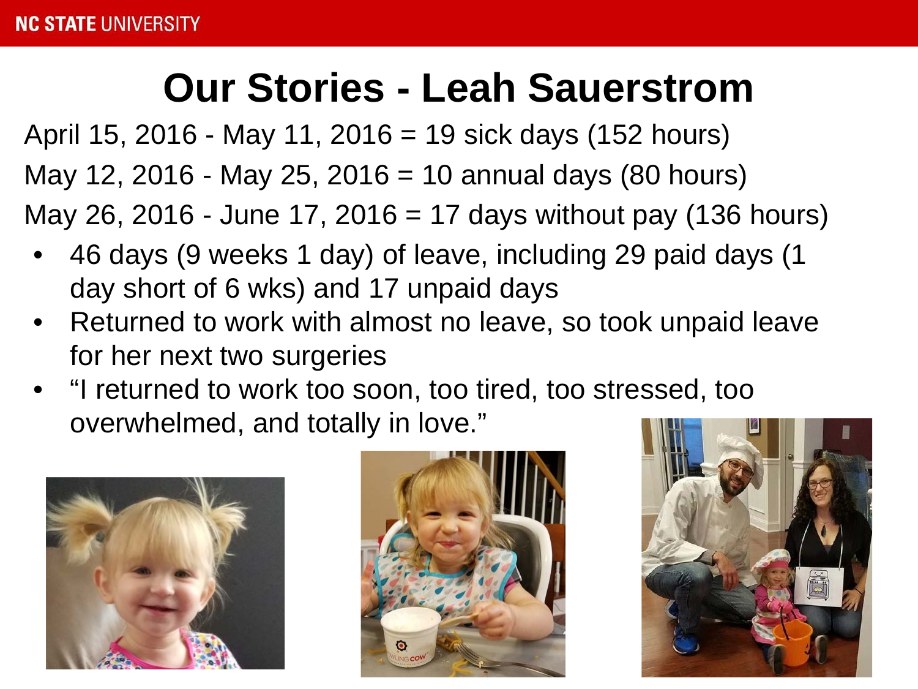# Our Stories - Leah Sauerstrom

April 15, 2016 - May 11, 2016 = 19 sick days (152 hours)

May 12, 2016 - May 25, 2016 = 10 annual days (80 hours)

May 26, 2016 - June 17, 2016 = 17 days without pay (136 hours)

- 46 days (9 weeks 1 day) of leave, including 29 paid days (1 day short of 6 wks) and 17 unpaid days
- Returned to work with almost no leave, so took unpaid leave for her next two surgeries
- "I returned to work too soon, too tired, too stressed, too overwhelmed, and totally in love."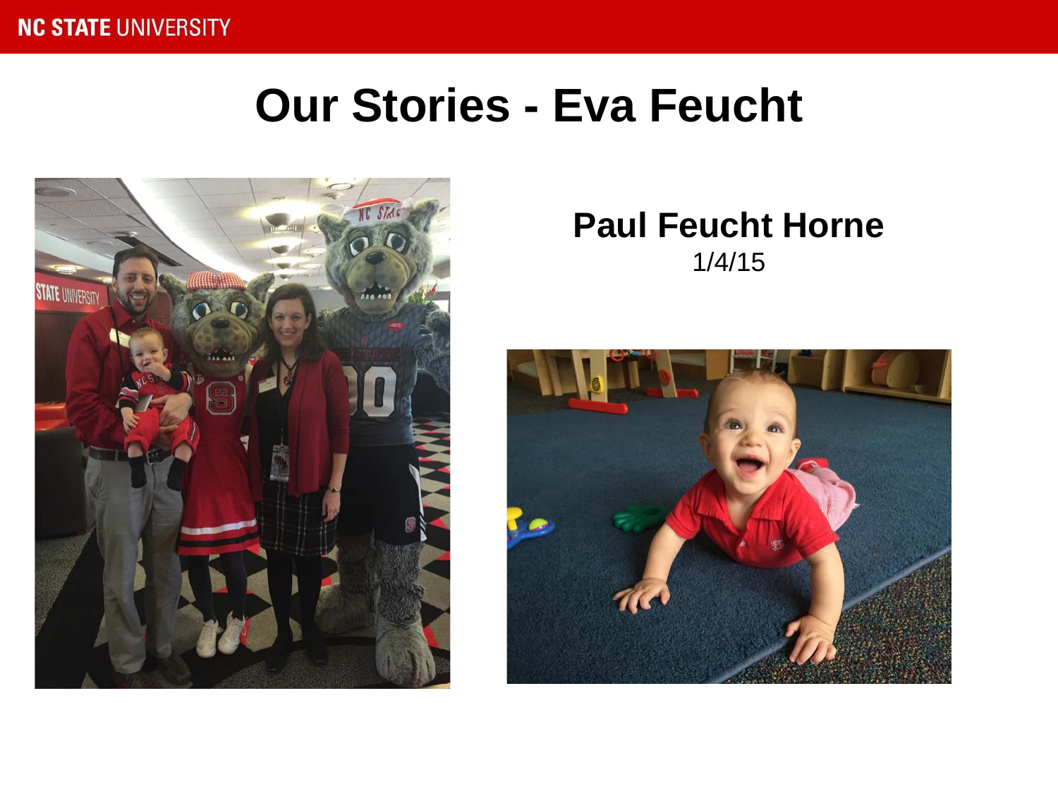# Our Stories - Eva Feucht

**Paul Feucht Horne**

1/4/15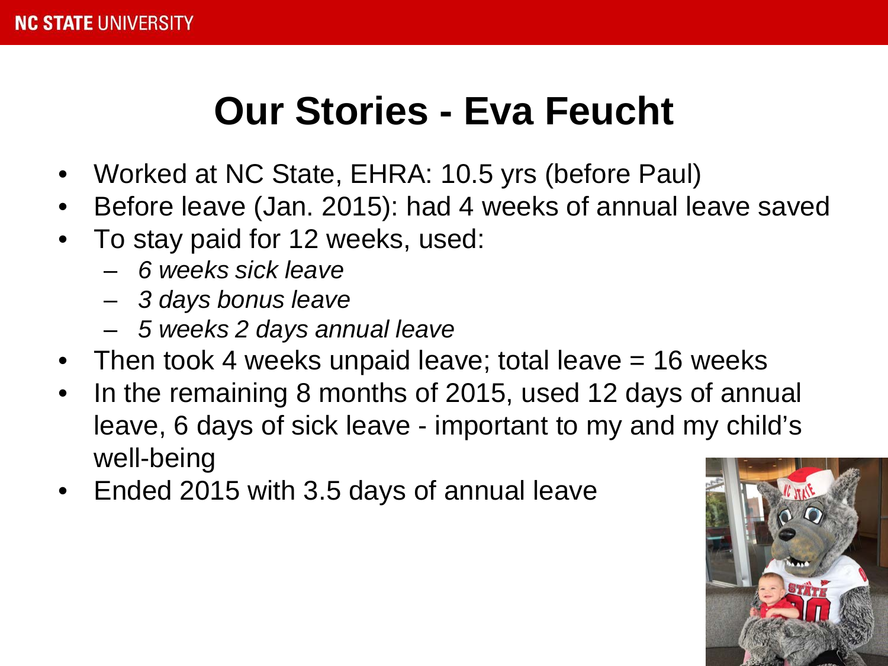# Our Stories - Eva Feucht

- Worked at NC State, EHRA: 10.5 yrs (before Paul)
- Before leave (Jan. 2015): had 4 weeks of annual leave saved
- To stay paid for 12 weeks, used:
  - *6 weeks sick leave*
  - *3 days bonus leave*
  - *5 weeks 2 days annual leave*
- Then took 4 weeks unpaid leave; total leave = 16 weeks
- In the remaining 8 months of 2015, used 12 days of annual leave, 6 days of sick leave - important to my and my child's well-being
- Ended 2015 with 3.5 days of annual leave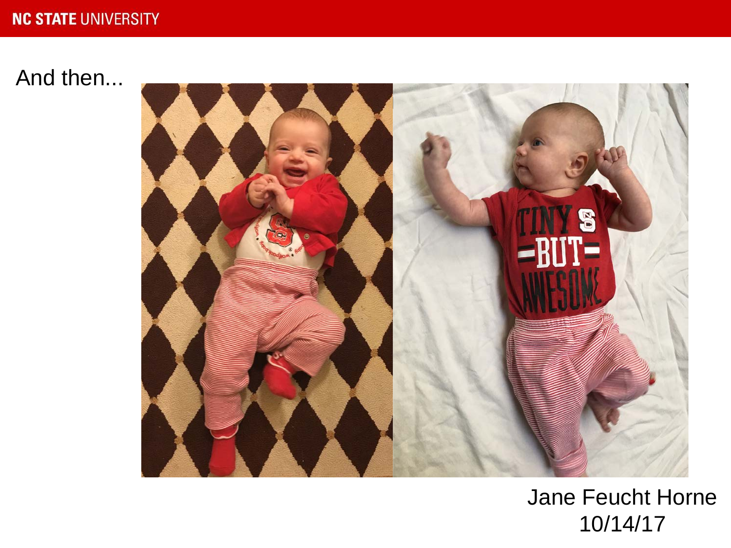And then...

Jane Feucht Horne
10/14/17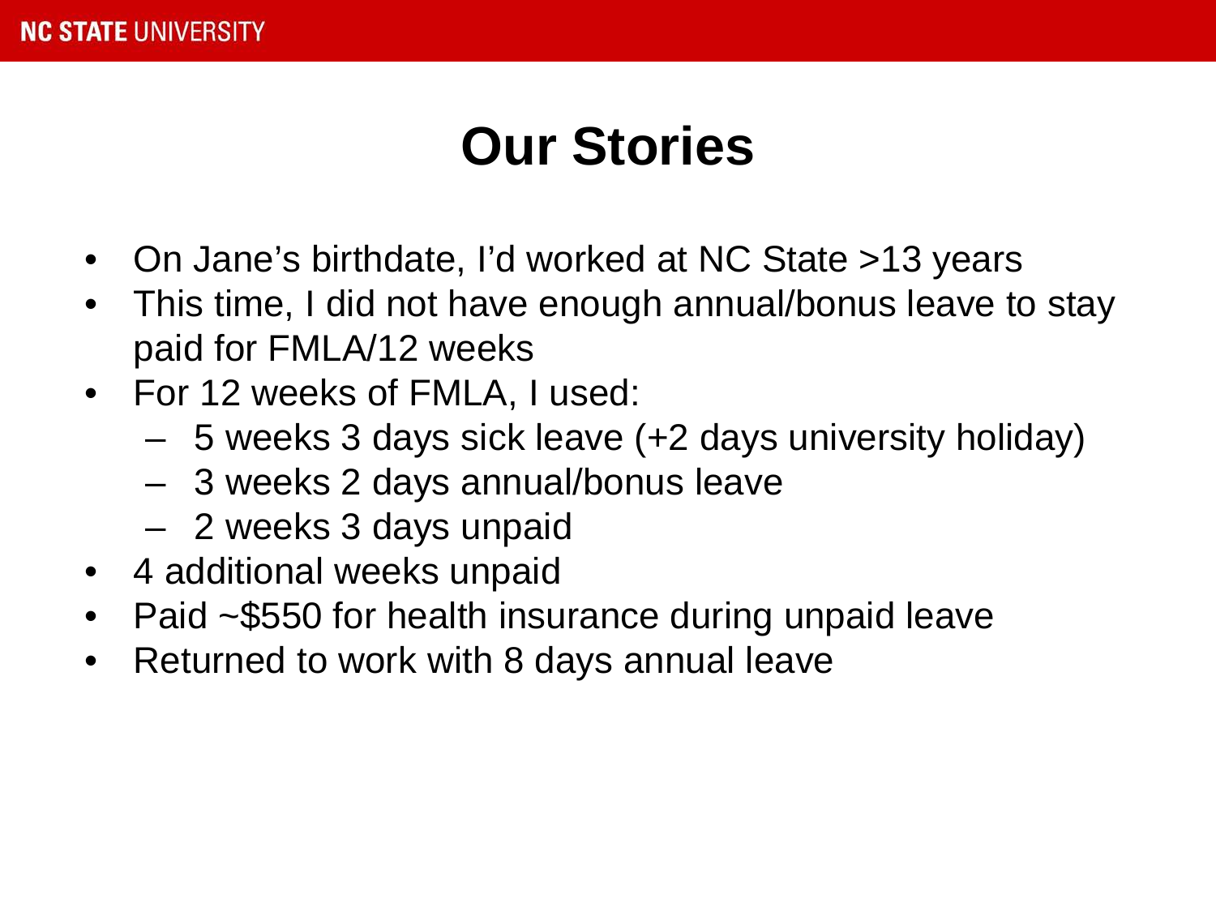# Our Stories

- On Jane's birthdate, I'd worked at NC State >13 years
- This time, I did not have enough annual/bonus leave to stay paid for FMLA/12 weeks
- For 12 weeks of FMLA, I used:
  - 5 weeks 3 days sick leave (+2 days university holiday)
  - 3 weeks 2 days annual/bonus leave
  - 2 weeks 3 days unpaid
- 4 additional weeks unpaid
- Paid ~$550 for health insurance during unpaid leave
- Returned to work with 8 days annual leave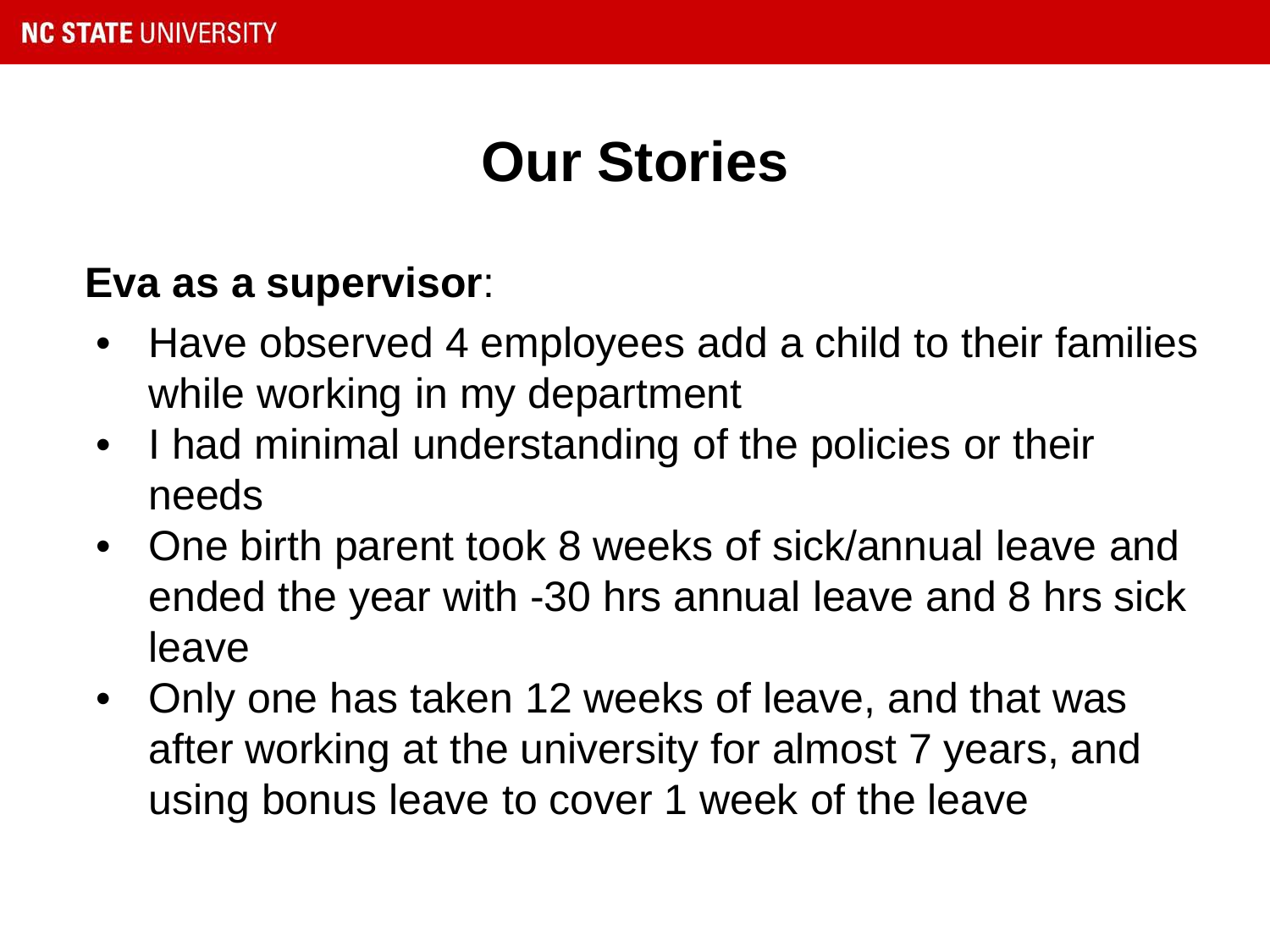# Our Stories

**Eva as a supervisor**:

- Have observed 4 employees add a child to their families while working in my department
- I had minimal understanding of the policies or their needs
- One birth parent took 8 weeks of sick/annual leave and ended the year with -30 hrs annual leave and 8 hrs sick leave
- Only one has taken 12 weeks of leave, and that was after working at the university for almost 7 years, and using bonus leave to cover 1 week of the leave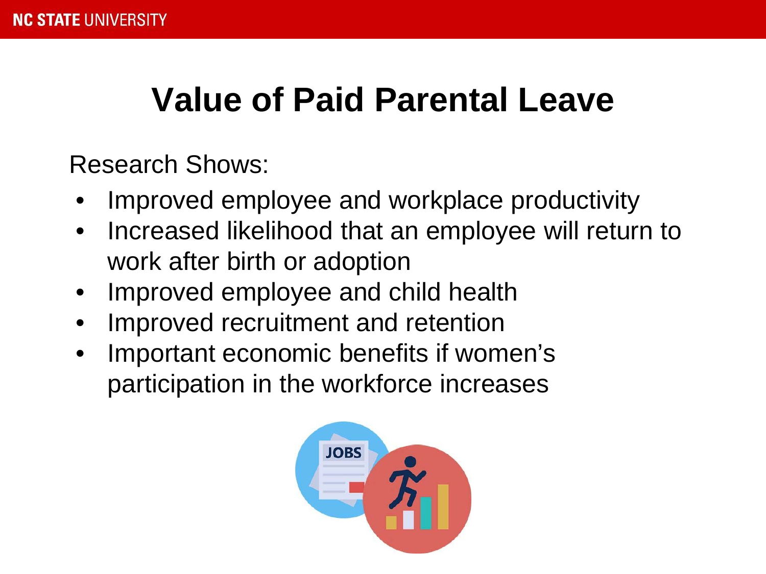# Value of Paid Parental Leave

Research Shows:

- Improved employee and workplace productivity
- Increased likelihood that an employee will return to work after birth or adoption
- Improved employee and child health
- Improved recruitment and retention
- Important economic benefits if women's participation in the workforce increases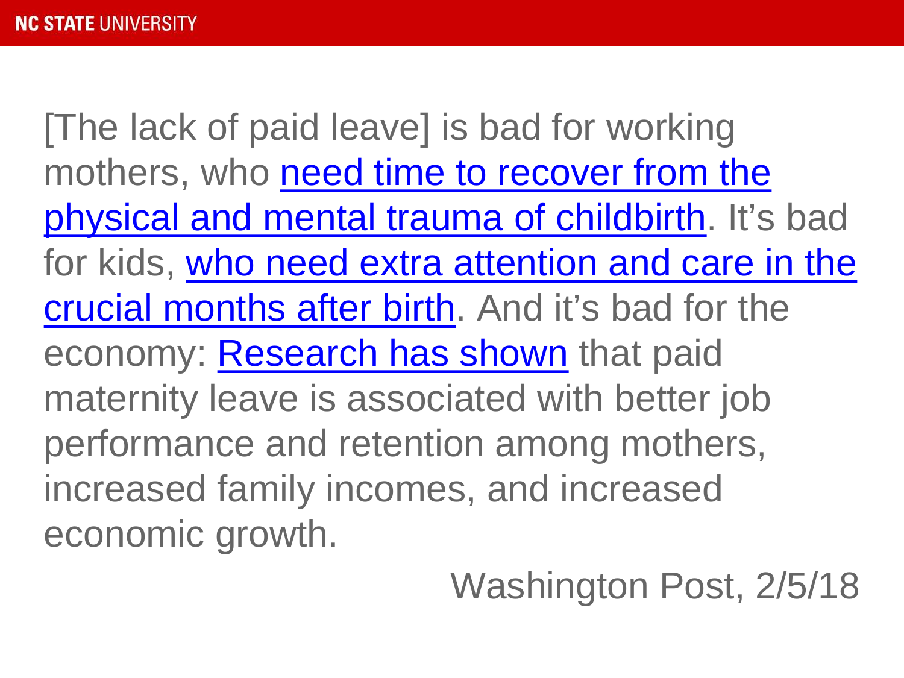[The lack of paid leave] is bad for working mothers, who need time to recover from the physical and mental trauma of childbirth. It's bad for kids, who need extra attention and care in the crucial months after birth. And it's bad for the economy: Research has shown that paid maternity leave is associated with better job performance and retention among mothers, increased family incomes, and increased economic growth.

Washington Post, 2/5/18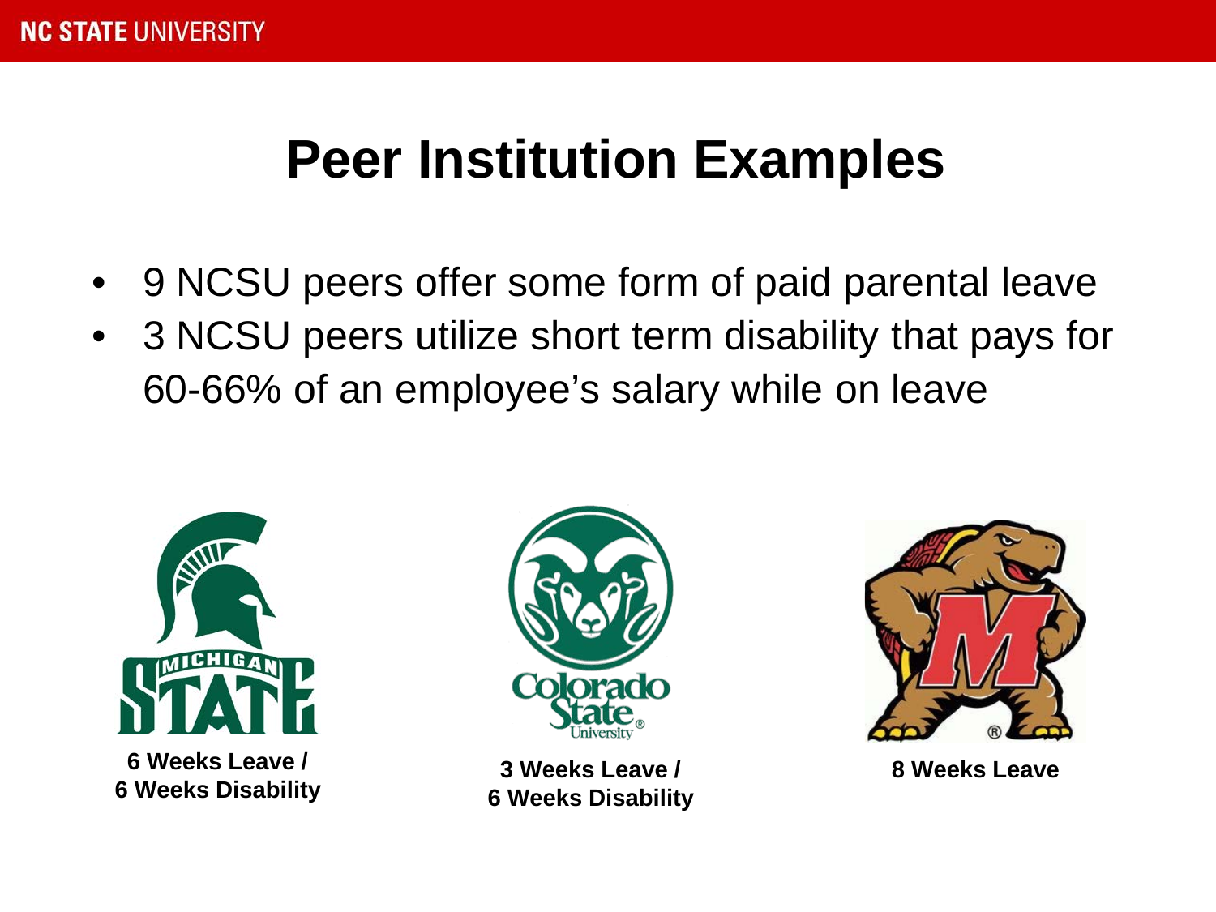# Peer Institution Examples

- 9 NCSU peers offer some form of paid parental leave
- 3 NCSU peers utilize short term disability that pays for 60-66% of an employee's salary while on leave

**6 Weeks Leave / 6 Weeks Disability**

**3 Weeks Leave / 6 Weeks Disability**

**8 Weeks Leave**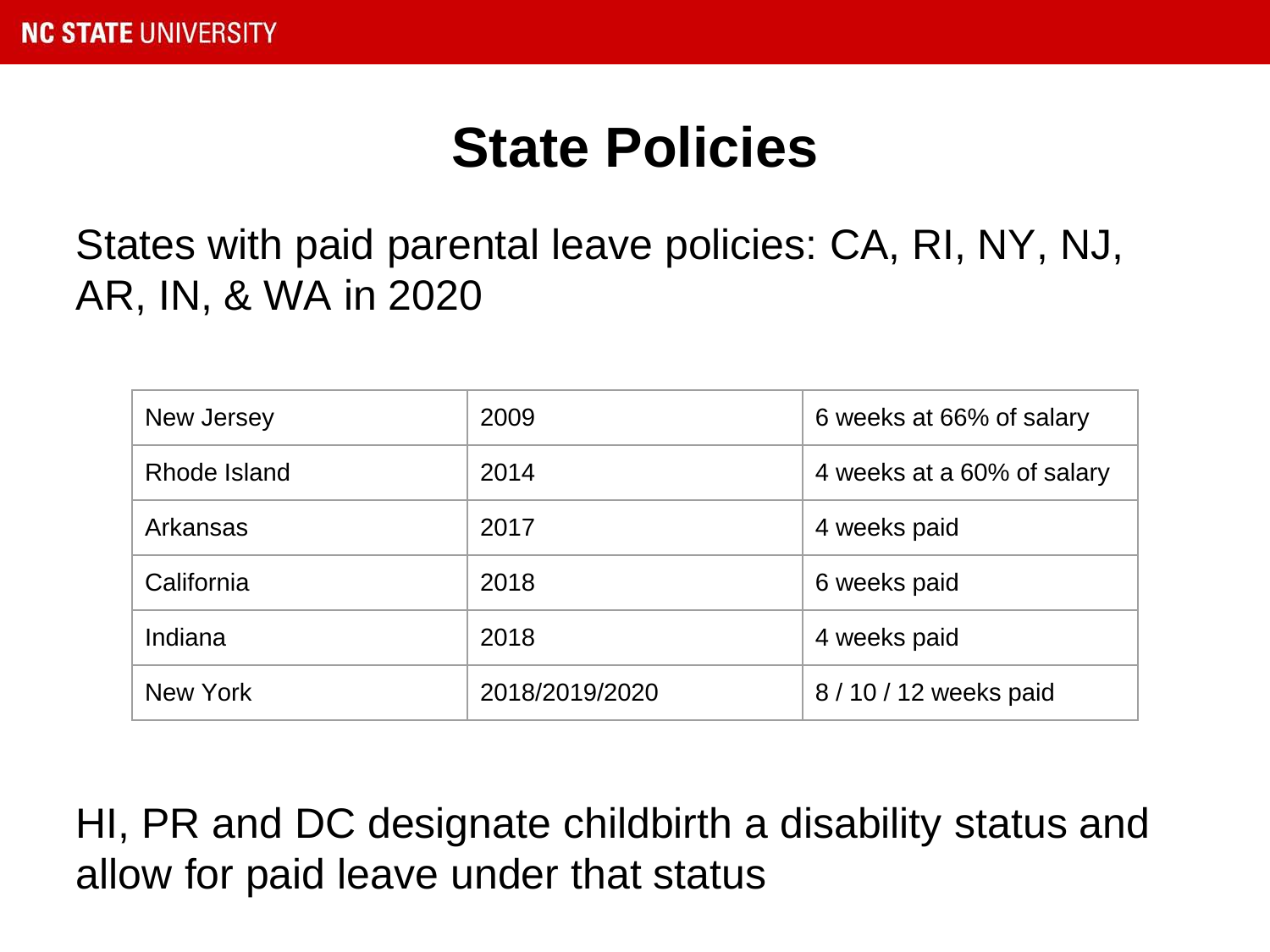# State Policies

States with paid parental leave policies: CA, RI, NY, NJ, AR, IN, & WA in 2020

| New Jersey | 2009 | 6 weeks at 66% of salary |
|---|---|---|
| Rhode Island | 2014 | 4 weeks at a 60% of salary |
| Arkansas | 2017 | 4 weeks paid |
| California | 2018 | 6 weeks paid |
| Indiana | 2018 | 4 weeks paid |
| New York | 2018/2019/2020 | 8 / 10 / 12 weeks paid |

HI, PR and DC designate childbirth a disability status and allow for paid leave under that status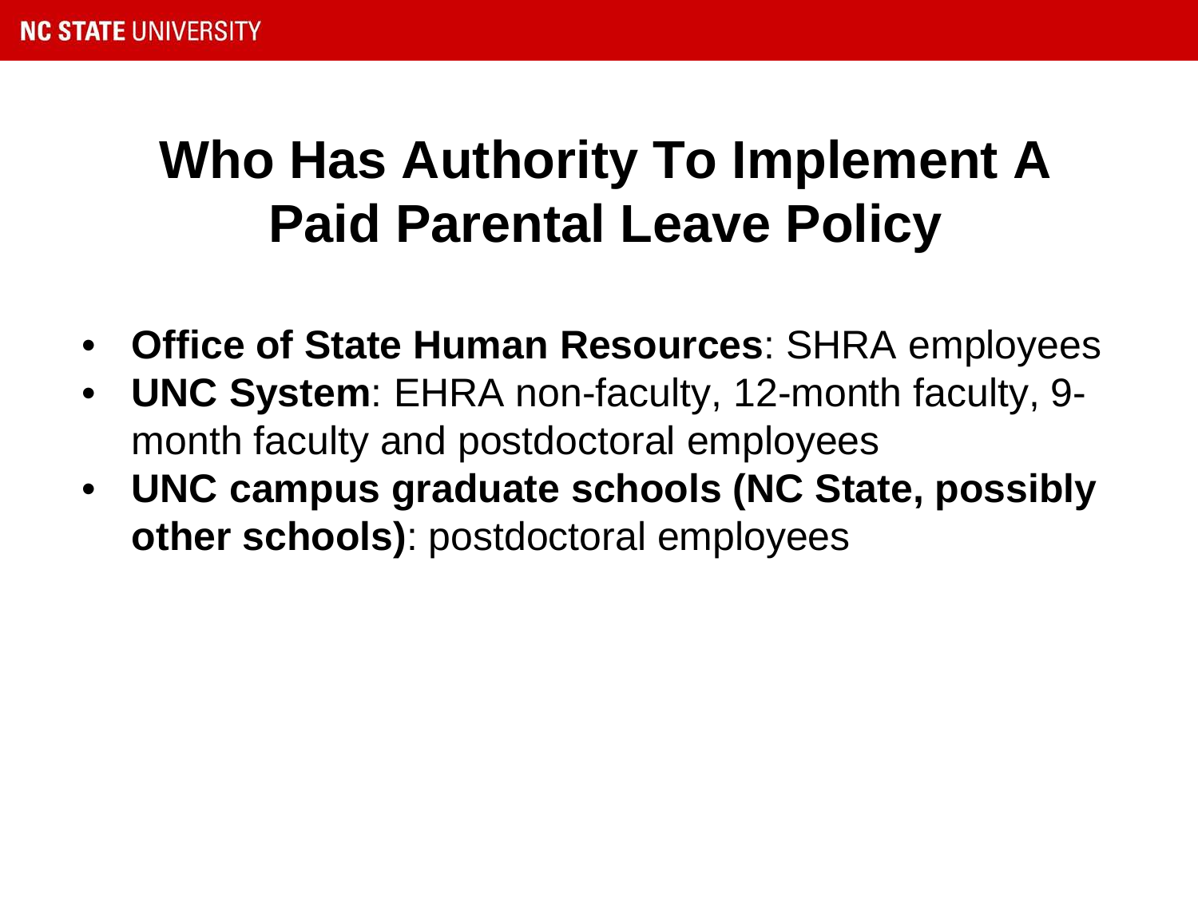# Who Has Authority To Implement A Paid Parental Leave Policy

- **Office of State Human Resources**: SHRA employees
- **UNC System**: EHRA non-faculty, 12-month faculty, 9-month faculty and postdoctoral employees
- **UNC campus graduate schools (NC State, possibly other schools)**: postdoctoral employees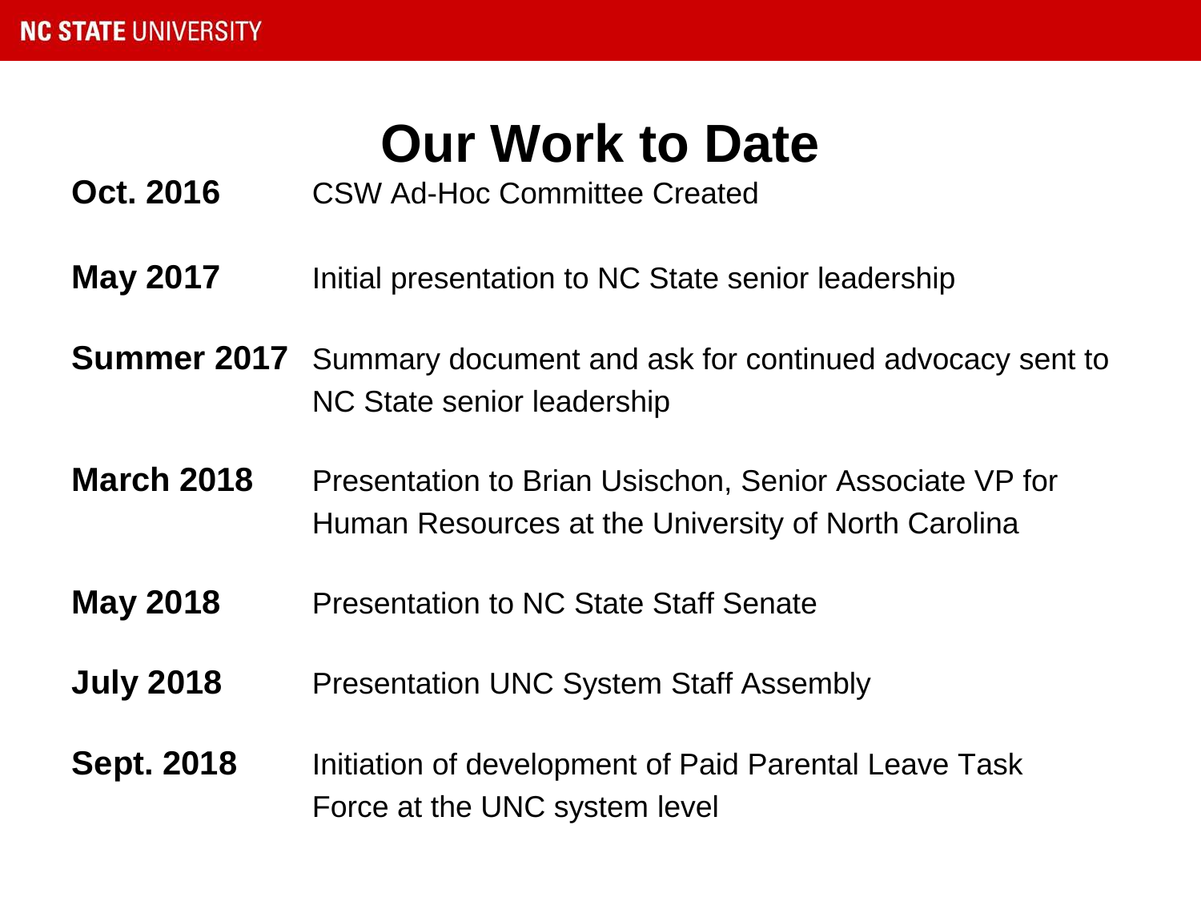# Our Work to Date

| | |
|---|---|
| **Oct. 2016** | CSW Ad-Hoc Committee Created |
| **May 2017** | Initial presentation to NC State senior leadership |
| **Summer 2017** | Summary document and ask for continued advocacy sent to NC State senior leadership |
| **March 2018** | Presentation to Brian Usischon, Senior Associate VP for Human Resources at the University of North Carolina |
| **May 2018** | Presentation to NC State Staff Senate |
| **July 2018** | Presentation UNC System Staff Assembly |
| **Sept. 2018** | Initiation of development of Paid Parental Leave Task Force at the UNC system level |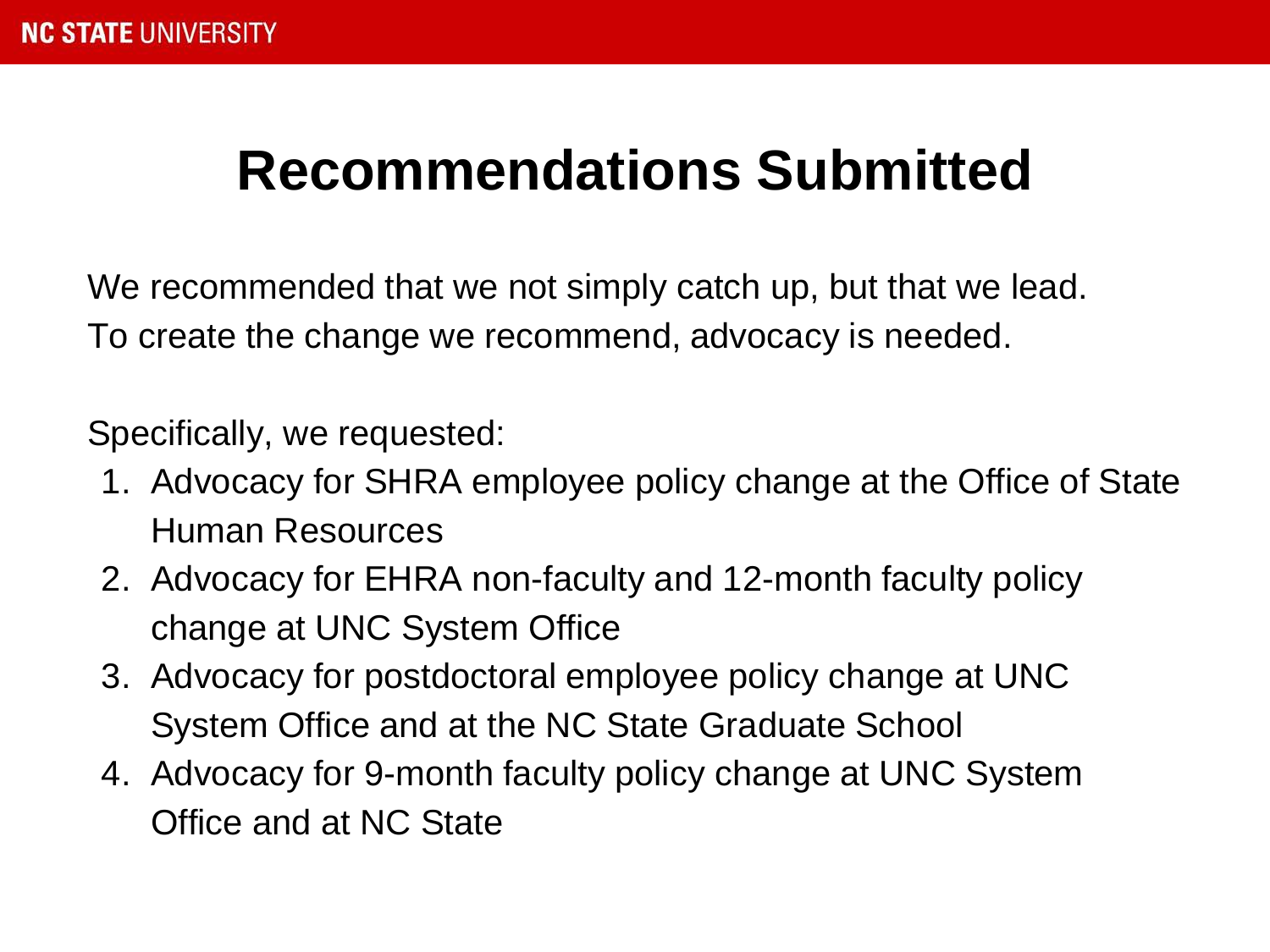# Recommendations Submitted

We recommended that we not simply catch up, but that we lead.
To create the change we recommend, advocacy is needed.

Specifically, we requested:

1. Advocacy for SHRA employee policy change at the Office of State Human Resources
2. Advocacy for EHRA non-faculty and 12-month faculty policy change at UNC System Office
3. Advocacy for postdoctoral employee policy change at UNC System Office and at the NC State Graduate School
4. Advocacy for 9-month faculty policy change at UNC System Office and at NC State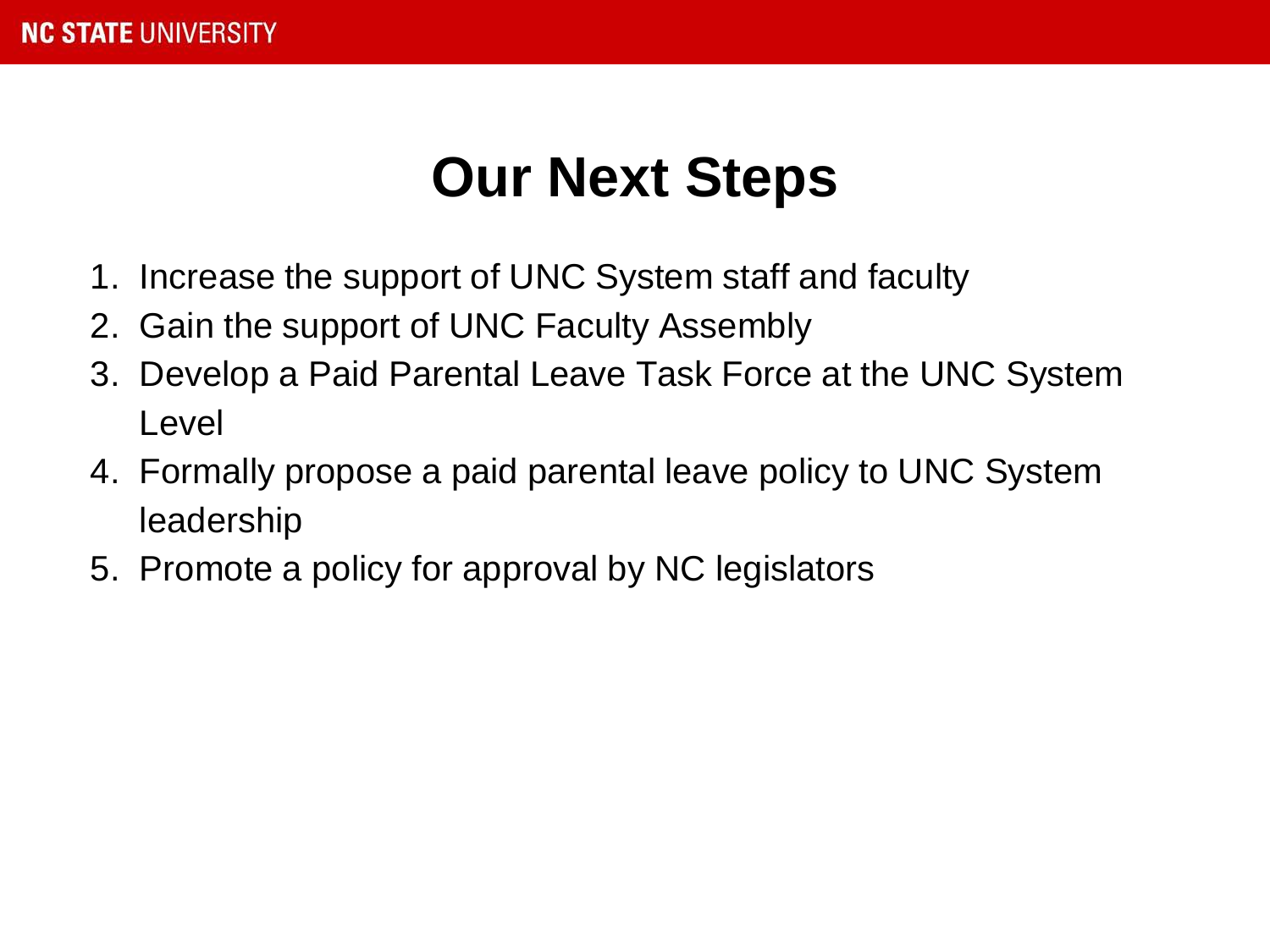# Our Next Steps

1. Increase the support of UNC System staff and faculty
2. Gain the support of UNC Faculty Assembly
3. Develop a Paid Parental Leave Task Force at the UNC System Level
4. Formally propose a paid parental leave policy to UNC System leadership
5. Promote a policy for approval by NC legislators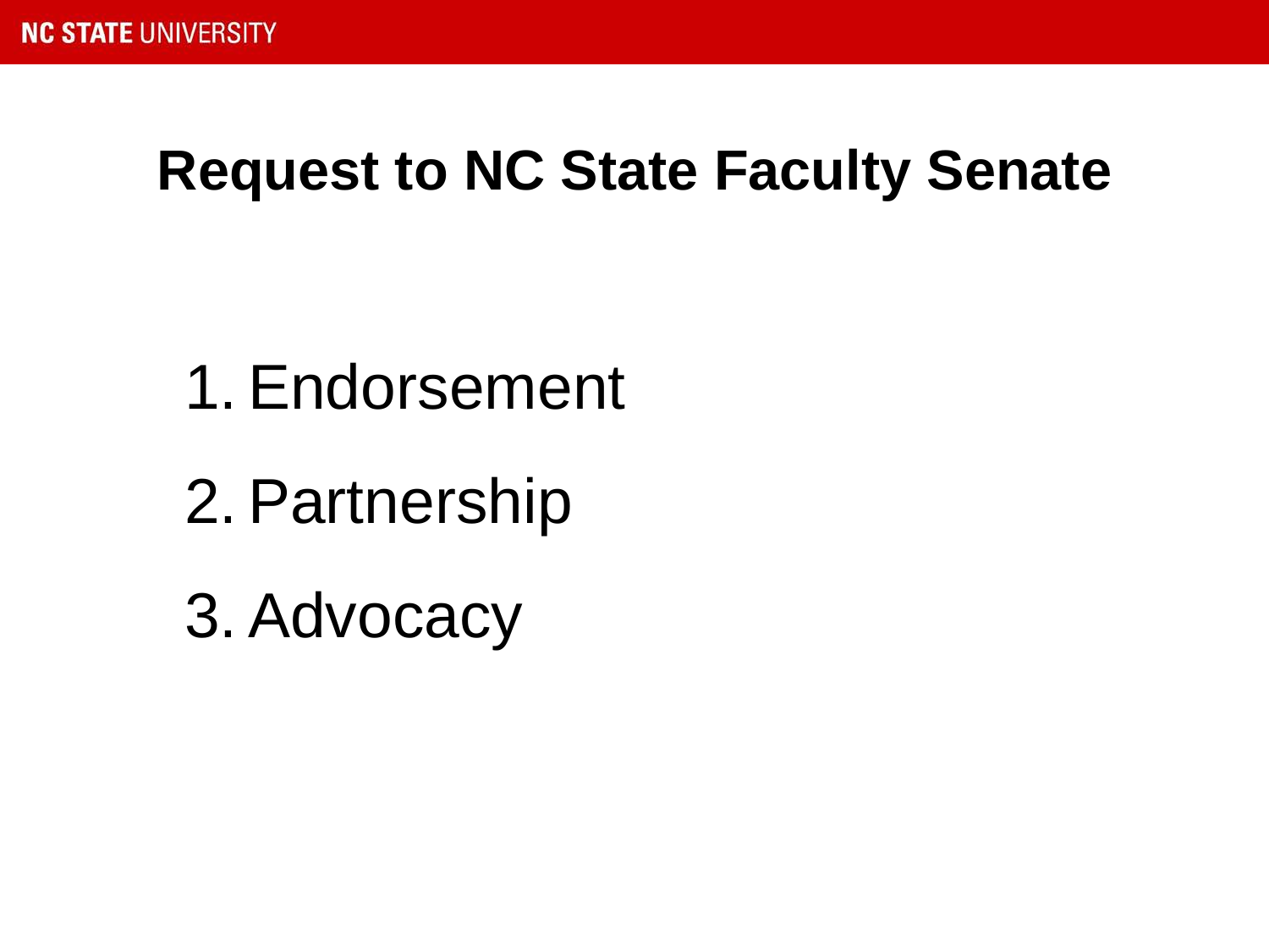# Request to NC State Faculty Senate

1. Endorsement
2. Partnership
3. Advocacy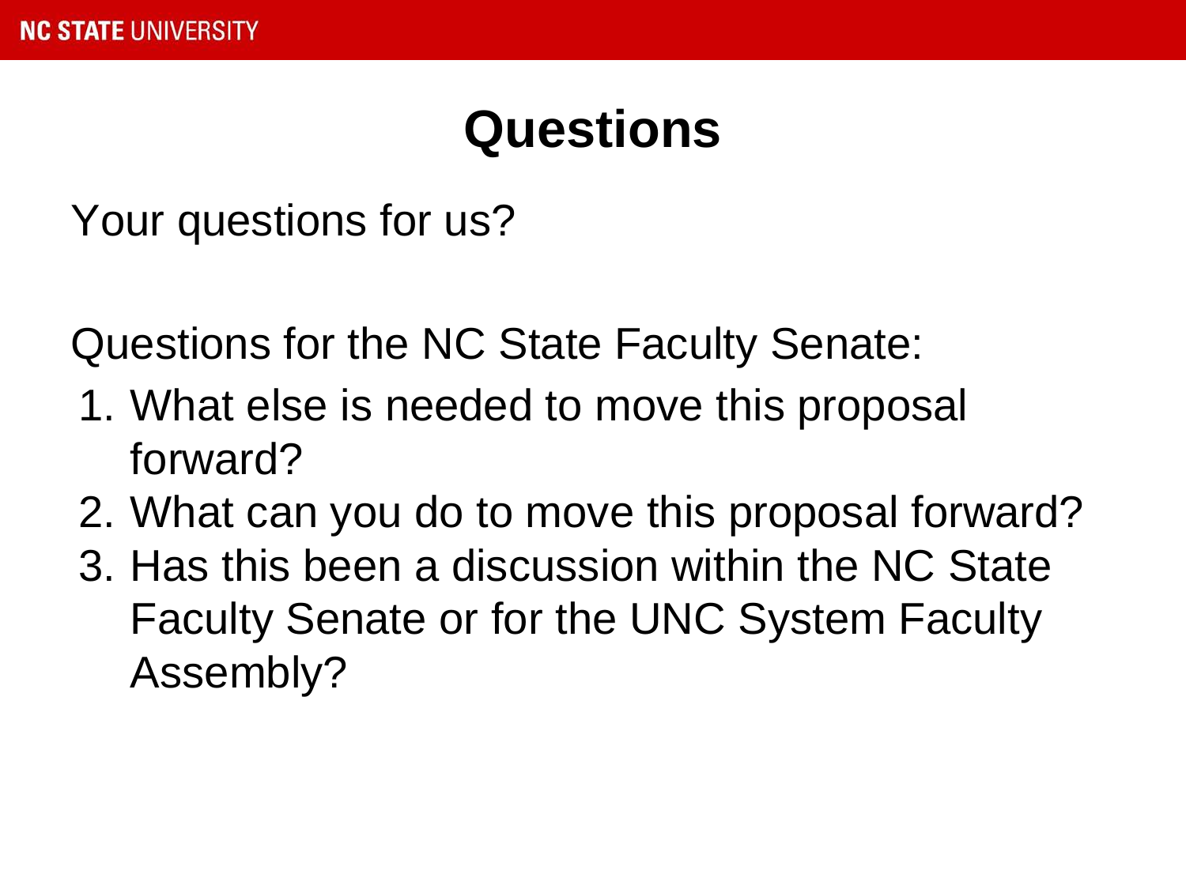# Questions

Your questions for us?

Questions for the NC State Faculty Senate:

1. What else is needed to move this proposal forward?
2. What can you do to move this proposal forward?
3. Has this been a discussion within the NC State Faculty Senate or for the UNC System Faculty Assembly?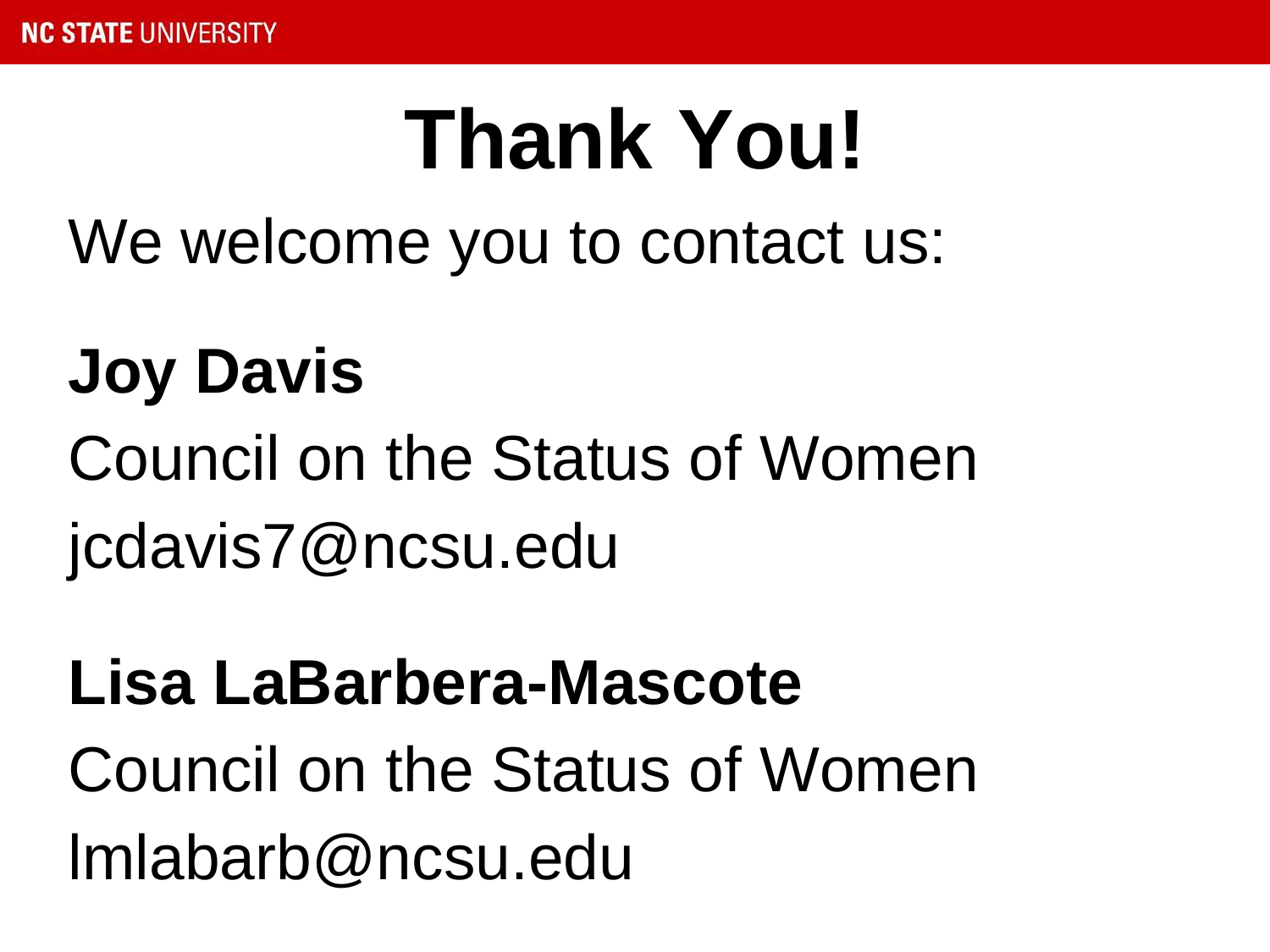# Thank You!

We welcome you to contact us:

**Joy Davis**

Council on the Status of Women

jcdavis7@ncsu.edu

**Lisa LaBarbera-Mascote**

Council on the Status of Women

lmlabarb@ncsu.edu